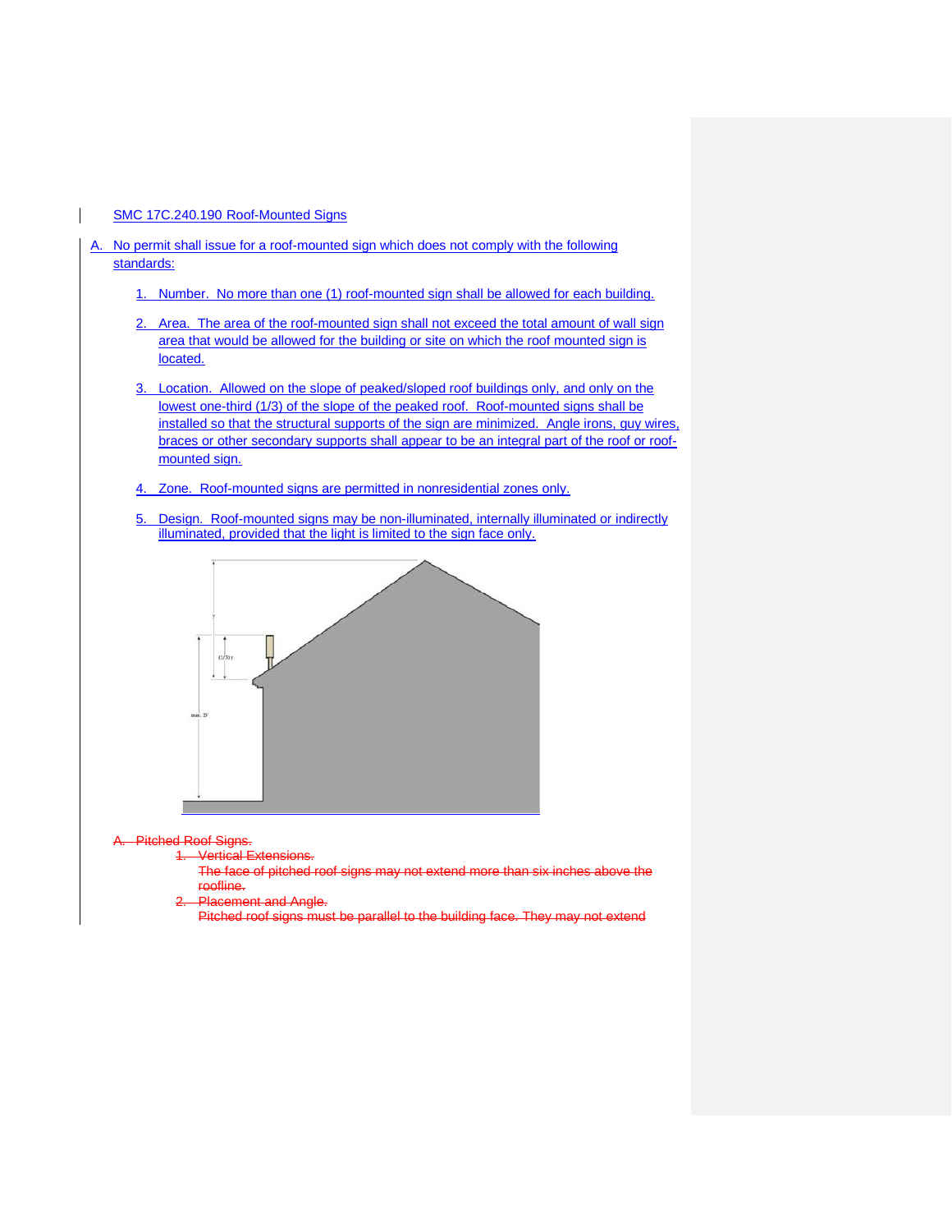SMC 17C.240.190 Roof-Mounted Signs

A. No permit shall issue for a roof-mounted sign which does not comply with the following standards:

1. Number. No more than one (1) roof-mounted sign shall be allowed for each building.

2. Area. The area of the roof-mounted sign shall not exceed the total amount of wall sign area that would be allowed for the building or site on which the roof mounted sign is located.

3. Location. Allowed on the slope of peaked/sloped roof buildings only, and only on the lowest one-third (1/3) of the slope of the peaked roof. Roof-mounted signs shall be installed so that the structural supports of the sign are minimized. Angle irons, guy wires, braces or other secondary supports shall appear to be an integral part of the roof or roof-mounted sign.

4. Zone. Roof-mounted signs are permitted in nonresidential zones only.

5. Design. Roof-mounted signs may be non-illuminated, internally illuminated or indirectly illuminated, provided that the light is limited to the sign face only.

~~A. Pitched Roof Signs.~~

~~1. Vertical Extensions.~~
~~The face of pitched roof signs may not extend more than six inches above the roofline.~~

~~2. Placement and Angle.~~
~~Pitched roof signs must be parallel to the building face. They may not extend~~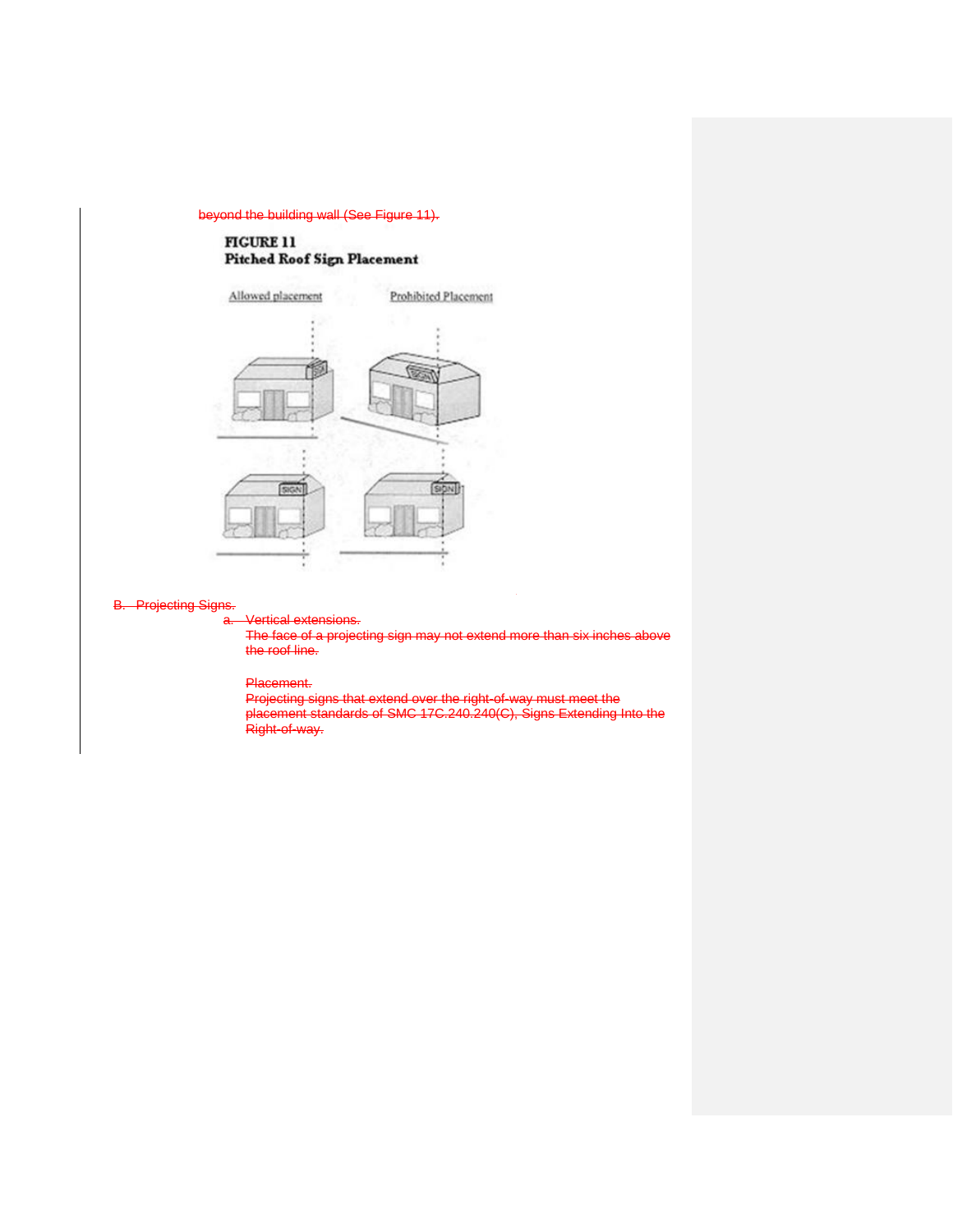~~beyond the building wall (See Figure 11).~~

**FIGURE 11**
**Pitched Roof Sign Placement**

Allowed placement

Prohibited Placement

SIGN

SIGN

SIGN

SIGN

~~B. Projecting Signs.~~

~~a. Vertical extensions.~~
~~The face of a projecting sign may not extend more than six inches above the roof line.~~

~~Placement.~~
~~Projecting signs that extend over the right-of-way must meet the placement standards of SMC 17C.240.240(C), Signs Extending Into the Right-of-way.~~